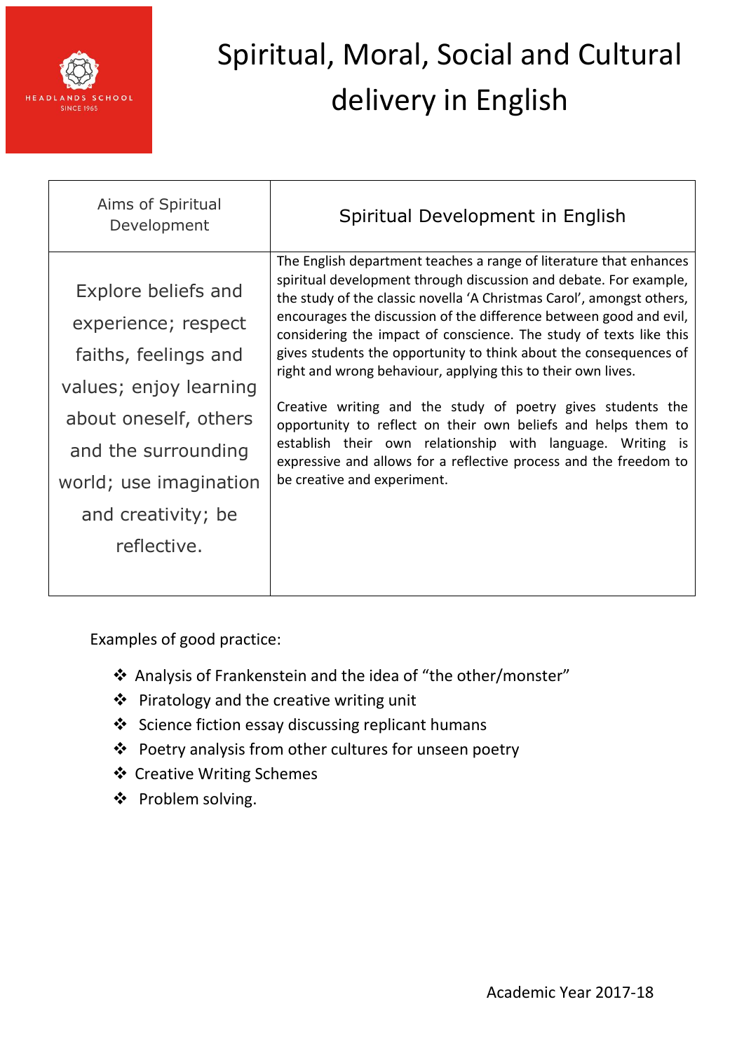HEADLANDS SCHOOL
SINCE 1965

# Spiritual, Moral, Social and Cultural delivery in English

| Aims of Spiritual Development | Spiritual Development in English |
|---|---|
| Explore beliefs and experience; respect faiths, feelings and values; enjoy learning about oneself, others and the surrounding world; use imagination and creativity; be reflective. | The English department teaches a range of literature that enhances spiritual development through discussion and debate. For example, the study of the classic novella 'A Christmas Carol', amongst others, encourages the discussion of the difference between good and evil, considering the impact of conscience. The study of texts like this gives students the opportunity to think about the consequences of right and wrong behaviour, applying this to their own lives.<br><br>Creative writing and the study of poetry gives students the opportunity to reflect on their own beliefs and helps them to establish their own relationship with language. Writing is expressive and allows for a reflective process and the freedom to be creative and experiment. |

Examples of good practice:

- Analysis of Frankenstein and the idea of "the other/monster"
- Piratology and the creative writing unit
- Science fiction essay discussing replicant humans
- Poetry analysis from other cultures for unseen poetry
- Creative Writing Schemes
- Problem solving.

Academic Year 2017-18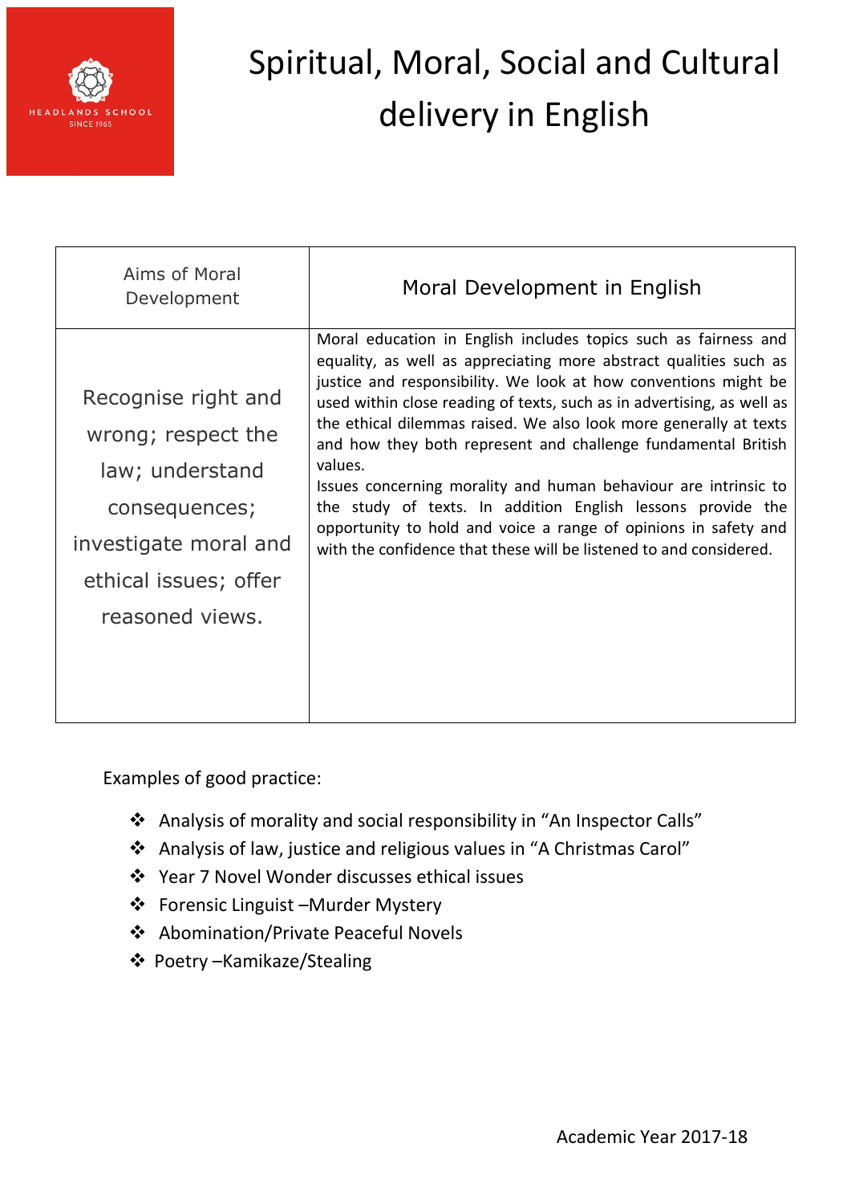# Spiritual, Moral, Social and Cultural delivery in English

| Aims of Moral Development | Moral Development in English |
|---|---|
| Recognise right and wrong; respect the law; understand consequences; investigate moral and ethical issues; offer reasoned views. | Moral education in English includes topics such as fairness and equality, as well as appreciating more abstract qualities such as justice and responsibility. We look at how conventions might be used within close reading of texts, such as in advertising, as well as the ethical dilemmas raised. We also look more generally at texts and how they both represent and challenge fundamental British values.<br>Issues concerning morality and human behaviour are intrinsic to the study of texts. In addition English lessons provide the opportunity to hold and voice a range of opinions in safety and with the confidence that these will be listened to and considered. |

Examples of good practice:

- Analysis of morality and social responsibility in "An Inspector Calls"
- Analysis of law, justice and religious values in "A Christmas Carol"
- Year 7 Novel Wonder discusses ethical issues
- Forensic Linguist –Murder Mystery
- Abomination/Private Peaceful Novels
- Poetry –Kamikaze/Stealing

Academic Year 2017-18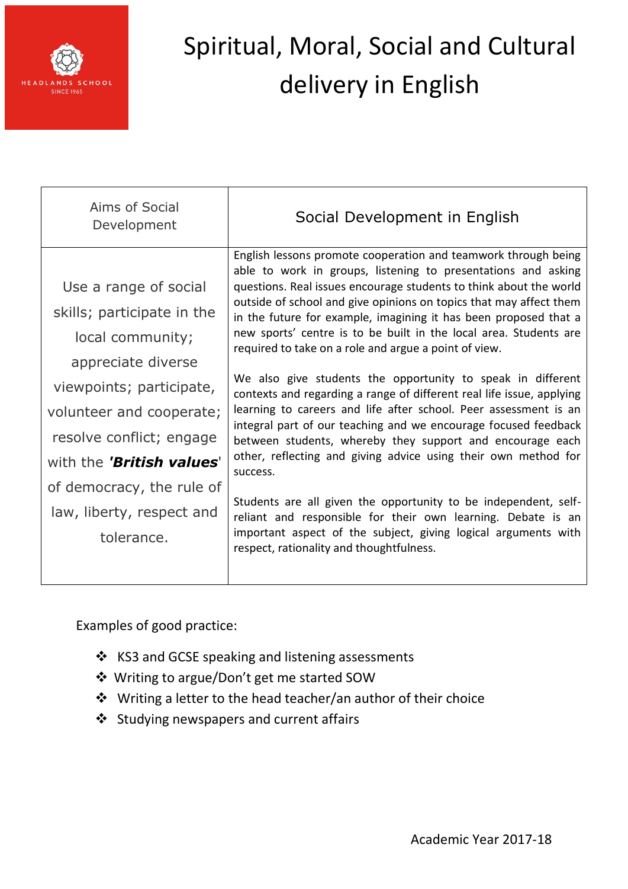# Spiritual, Moral, Social and Cultural delivery in English

| Aims of Social Development | Social Development in English |
|---|---|
| Use a range of social skills; participate in the local community; appreciate diverse viewpoints; participate, volunteer and cooperate; resolve conflict; engage with the ***'British values'*** of democracy, the rule of law, liberty, respect and tolerance. | English lessons promote cooperation and teamwork through being able to work in groups, listening to presentations and asking questions. Real issues encourage students to think about the world outside of school and give opinions on topics that may affect them in the future for example, imagining it has been proposed that a new sports' centre is to be built in the local area. Students are required to take on a role and argue a point of view.<br><br>We also give students the opportunity to speak in different contexts and regarding a range of different real life issue, applying learning to careers and life after school. Peer assessment is an integral part of our teaching and we encourage focused feedback between students, whereby they support and encourage each other, reflecting and giving advice using their own method for success.<br><br>Students are all given the opportunity to be independent, self-reliant and responsible for their own learning. Debate is an important aspect of the subject, giving logical arguments with respect, rationality and thoughtfulness. |

Examples of good practice:

- KS3 and GCSE speaking and listening assessments
- Writing to argue/Don't get me started SOW
- Writing a letter to the head teacher/an author of their choice
- Studying newspapers and current affairs

Academic Year 2017-18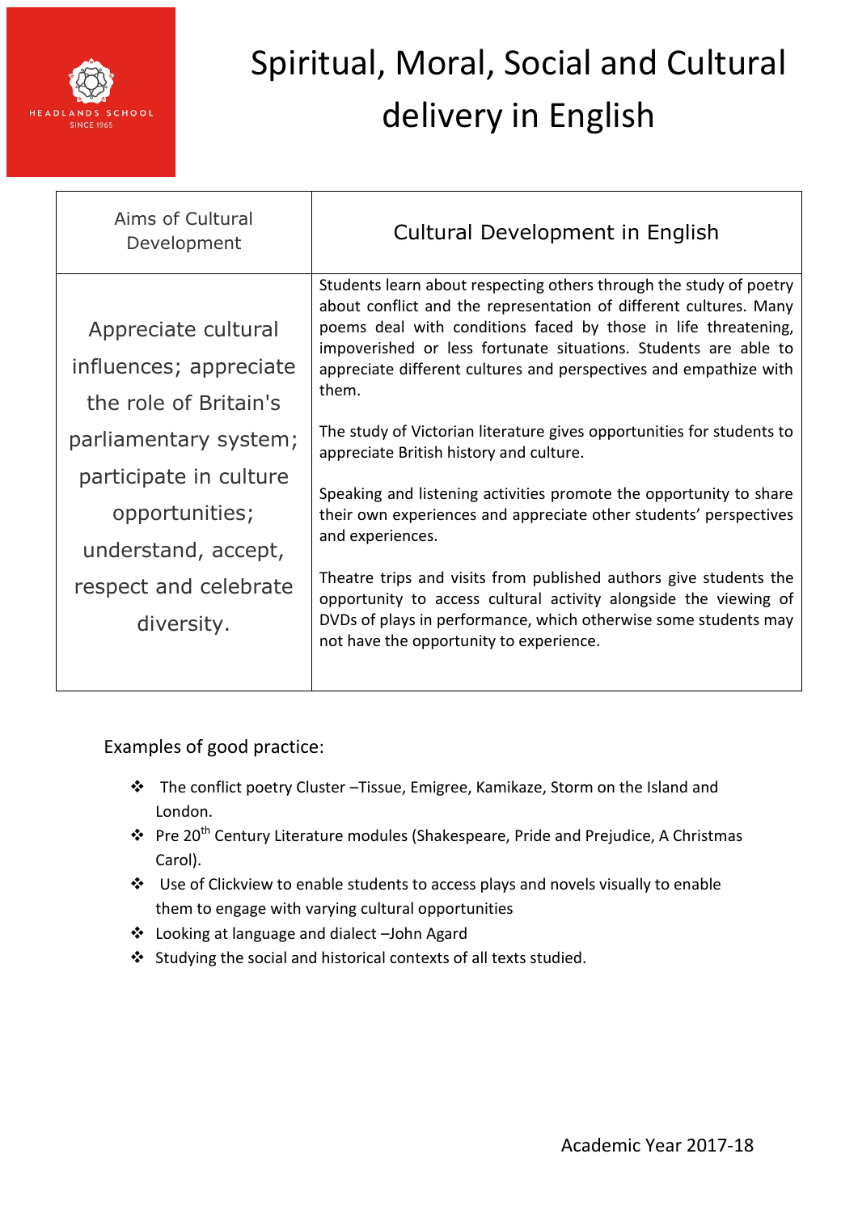HEADLANDS SCHOOL
SINCE 1965

# Spiritual, Moral, Social and Cultural delivery in English

| Aims of Cultural Development | Cultural Development in English |
|---|---|
| Appreciate cultural influences; appreciate the role of Britain's parliamentary system; participate in culture opportunities; understand, accept, respect and celebrate diversity. | Students learn about respecting others through the study of poetry about conflict and the representation of different cultures. Many poems deal with conditions faced by those in life threatening, impoverished or less fortunate situations. Students are able to appreciate different cultures and perspectives and empathize with them.<br><br>The study of Victorian literature gives opportunities for students to appreciate British history and culture.<br><br>Speaking and listening activities promote the opportunity to share their own experiences and appreciate other students' perspectives and experiences.<br><br>Theatre trips and visits from published authors give students the opportunity to access cultural activity alongside the viewing of DVDs of plays in performance, which otherwise some students may not have the opportunity to experience. |

Examples of good practice:

- The conflict poetry Cluster –Tissue, Emigree, Kamikaze, Storm on the Island and London.
- Pre 20th Century Literature modules (Shakespeare, Pride and Prejudice, A Christmas Carol).
- Use of Clickview to enable students to access plays and novels visually to enable them to engage with varying cultural opportunities
- Looking at language and dialect –John Agard
- Studying the social and historical contexts of all texts studied.

Academic Year 2017-18